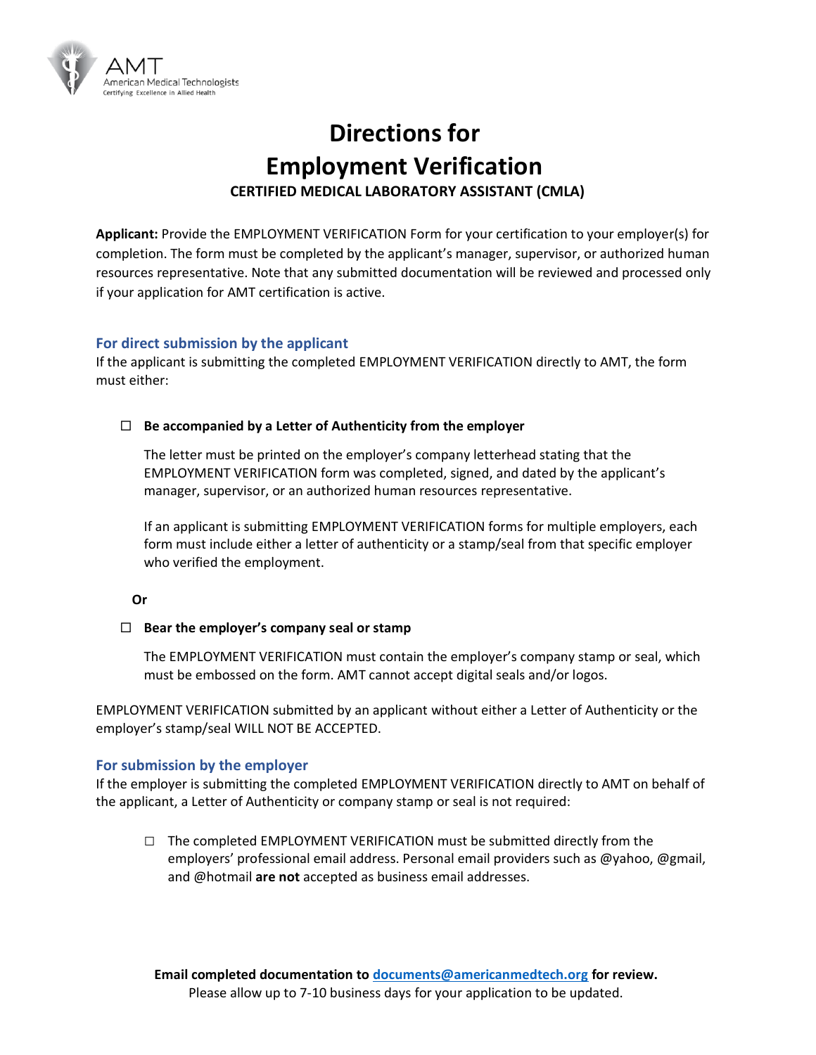AMT
American Medical Technologists
Certifying Excellence in Allied Health

# Directions for Employment Verification

## CERTIFIED MEDICAL LABORATORY ASSISTANT (CMLA)

**Applicant:** Provide the EMPLOYMENT VERIFICATION Form for your certification to your employer(s) for completion. The form must be completed by the applicant's manager, supervisor, or authorized human resources representative. Note that any submitted documentation will be reviewed and processed only if your application for AMT certification is active.

### For direct submission by the applicant

If the applicant is submitting the completed EMPLOYMENT VERIFICATION directly to AMT, the form must either:

- ☐ **Be accompanied by a Letter of Authenticity from the employer**

  The letter must be printed on the employer's company letterhead stating that the EMPLOYMENT VERIFICATION form was completed, signed, and dated by the applicant's manager, supervisor, or an authorized human resources representative.

  If an applicant is submitting EMPLOYMENT VERIFICATION forms for multiple employers, each form must include either a letter of authenticity or a stamp/seal from that specific employer who verified the employment.

**Or**

- ☐ **Bear the employer's company seal or stamp**

  The EMPLOYMENT VERIFICATION must contain the employer's company stamp or seal, which must be embossed on the form. AMT cannot accept digital seals and/or logos.

EMPLOYMENT VERIFICATION submitted by an applicant without either a Letter of Authenticity or the employer's stamp/seal WILL NOT BE ACCEPTED.

### For submission by the employer

If the employer is submitting the completed EMPLOYMENT VERIFICATION directly to AMT on behalf of the applicant, a Letter of Authenticity or company stamp or seal is not required:

- ☐ The completed EMPLOYMENT VERIFICATION must be submitted directly from the employers' professional email address. Personal email providers such as @yahoo, @gmail, and @hotmail **are not** accepted as business email addresses.

**Email completed documentation to [documents@americanmedtech.org](mailto:documents@americanmedtech.org) for review.**

Please allow up to 7-10 business days for your application to be updated.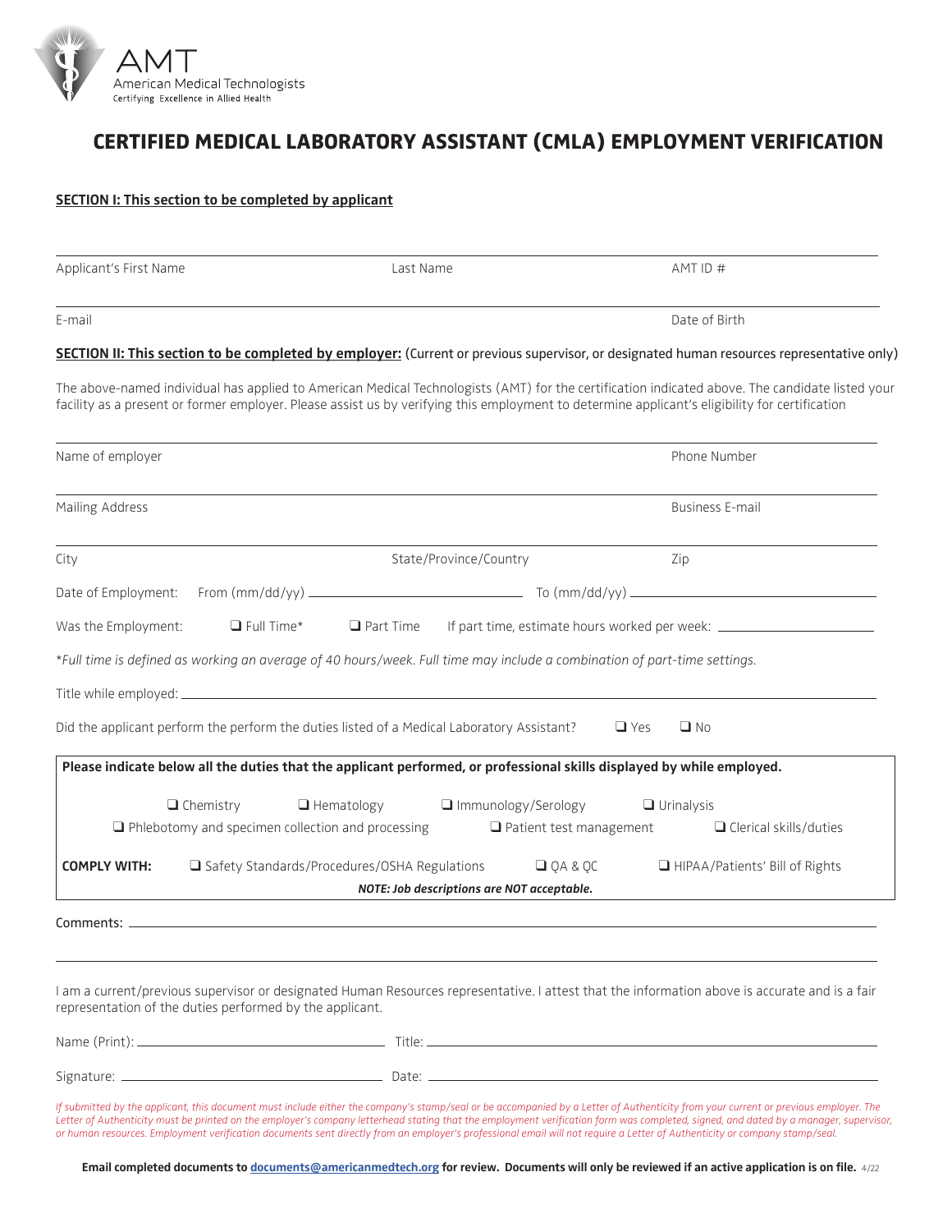AMT
American Medical Technologists
Certifying Excellence in Allied Health

# CERTIFIED MEDICAL LABORATORY ASSISTANT (CMLA) EMPLOYMENT VERIFICATION

**SECTION I: This section to be completed by applicant**

Applicant's First Name ______________________ Last Name ______________________ AMT ID # ______________________

E-mail ______________________ Date of Birth ______________________

**SECTION II: This section to be completed by employer:** (Current or previous supervisor, or designated human resources representative only)

The above-named individual has applied to American Medical Technologists (AMT) for the certification indicated above. The candidate listed your facility as a present or former employer. Please assist us by verifying this employment to determine applicant's eligibility for certification

Name of employer ______________________ Phone Number ______________________

Mailing Address ______________________ Business E-mail ______________________

City ______________________ State/Province/Country ______________________ Zip ______________________

Date of Employment: From (mm/dd/yy) ______________________ To (mm/dd/yy) ______________________

Was the Employment: ❑ Full Time* ❑ Part Time If part time, estimate hours worked per week: ______________________

*\*Full time is defined as working an average of 40 hours/week. Full time may include a combination of part-time settings.*

Title while employed: ______________________

Did the applicant perform the perform the duties listed of a Medical Laboratory Assistant? ❑ Yes ❑ No

**Please indicate below all the duties that the applicant performed, or professional skills displayed by while employed.**

❑ Chemistry ❑ Hematology ❑ Immunology/Serology ❑ Urinalysis

❑ Phlebotomy and specimen collection and processing ❑ Patient test management ❑ Clerical skills/duties

**COMPLY WITH:** ❑ Safety Standards/Procedures/OSHA Regulations ❑ QA & QC ❑ HIPAA/Patients' Bill of Rights

***NOTE: Job descriptions are NOT acceptable.***

Comments: ______________________

I am a current/previous supervisor or designated Human Resources representative. I attest that the information above is accurate and is a fair representation of the duties performed by the applicant.

Name (Print): ______________________ Title: ______________________

Signature: ______________________ Date: ______________________

*If submitted by the applicant, this document must include either the company's stamp/seal or be accompanied by a Letter of Authenticity from your current or previous employer. The Letter of Authenticity must be printed on the employer's company letterhead stating that the employment verification form was completed, signed, and dated by a manager, supervisor, or human resources. Employment verification documents sent directly from an employer's professional email will not require a Letter of Authenticity or company stamp/seal.*

**Email completed documents to documents@americanmedtech.org for review. Documents will only be reviewed if an active application is on file.** 4/22